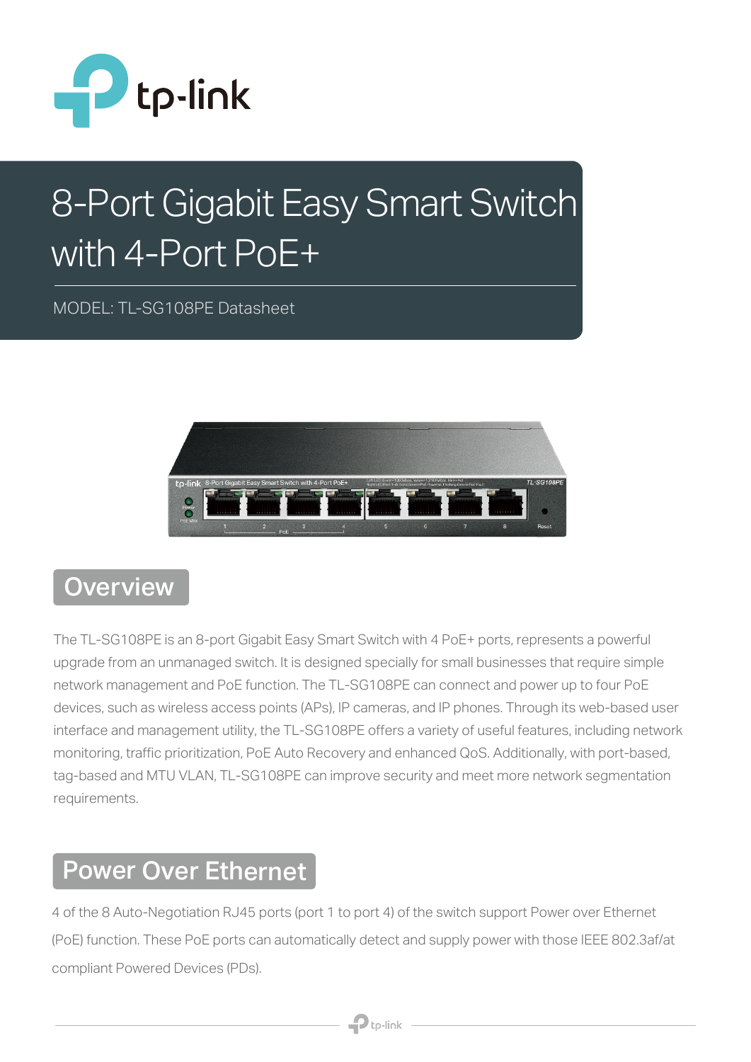# 8-Port Gigabit Easy Smart Switch with 4-Port PoE+

MODEL: TL-SG108PE Datasheet

## Overview

The TL-SG108PE is an 8-port Gigabit Easy Smart Switch with 4 PoE+ ports, represents a powerful upgrade from an unmanaged switch. It is designed specially for small businesses that require simple network management and PoE function. The TL-SG108PE can connect and power up to four PoE devices, such as wireless access points (APs), IP cameras, and IP phones. Through its web-based user interface and management utility, the TL-SG108PE offers a variety of useful features, including network monitoring, traffic prioritization, PoE Auto Recovery and enhanced QoS. Additionally, with port-based, tag-based and MTU VLAN, TL-SG108PE can improve security and meet more network segmentation requirements.

## Power Over Ethernet

4 of the 8 Auto-Negotiation RJ45 ports (port 1 to port 4) of the switch support Power over Ethernet (PoE) function. These PoE ports can automatically detect and supply power with those IEEE 802.3af/at compliant Powered Devices (PDs).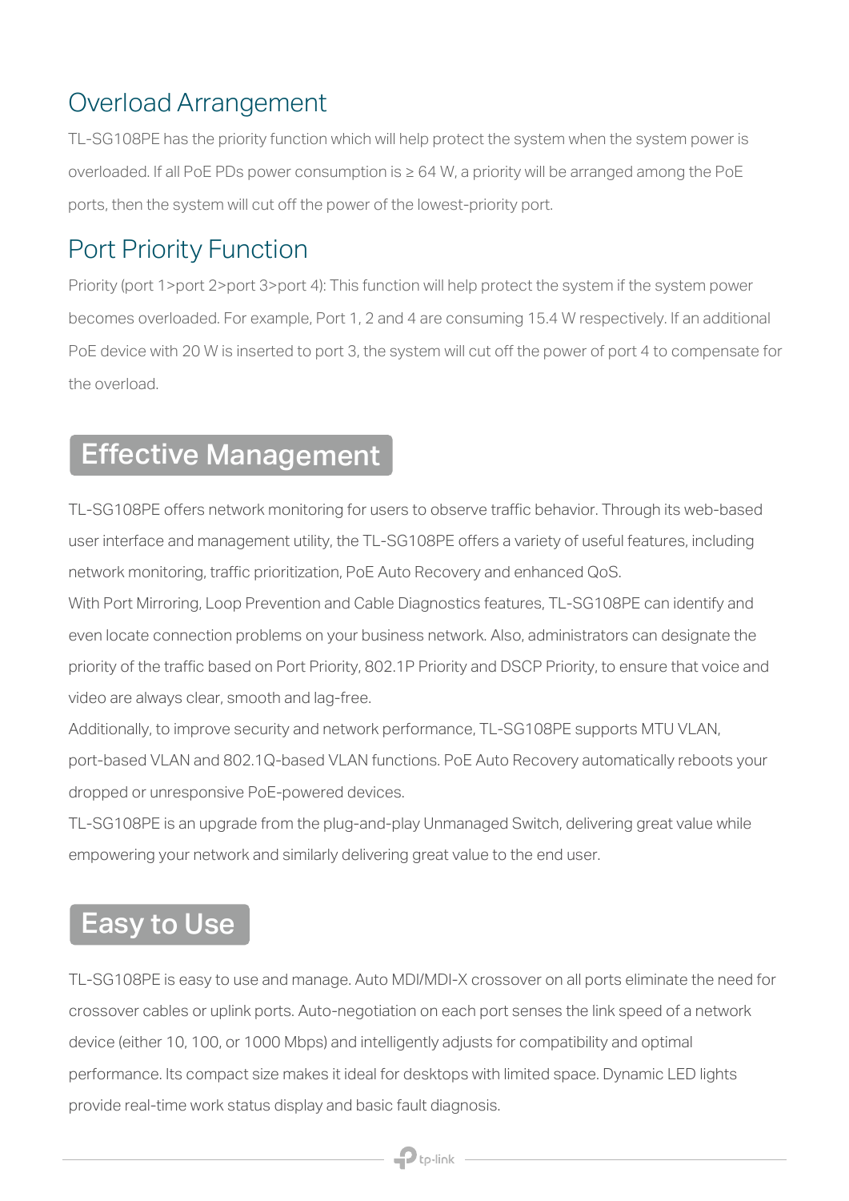## Overload Arrangement

TL-SG108PE has the priority function which will help protect the system when the system power is overloaded. If all PoE PDs power consumption is ≥ 64 W, a priority will be arranged among the PoE ports, then the system will cut off the power of the lowest-priority port.

## Port Priority Function

Priority (port 1>port 2>port 3>port 4): This function will help protect the system if the system power becomes overloaded. For example, Port 1, 2 and 4 are consuming 15.4 W respectively. If an additional PoE device with 20 W is inserted to port 3, the system will cut off the power of port 4 to compensate for the overload.

# Effective Management

TL-SG108PE offers network monitoring for users to observe traffic behavior. Through its web-based user interface and management utility, the TL-SG108PE offers a variety of useful features, including network monitoring, traffic prioritization, PoE Auto Recovery and enhanced QoS.

With Port Mirroring, Loop Prevention and Cable Diagnostics features, TL-SG108PE can identify and even locate connection problems on your business network. Also, administrators can designate the priority of the traffic based on Port Priority, 802.1P Priority and DSCP Priority, to ensure that voice and video are always clear, smooth and lag-free.

Additionally, to improve security and network performance, TL-SG108PE supports MTU VLAN, port-based VLAN and 802.1Q-based VLAN functions. PoE Auto Recovery automatically reboots your dropped or unresponsive PoE-powered devices.

TL-SG108PE is an upgrade from the plug-and-play Unmanaged Switch, delivering great value while empowering your network and similarly delivering great value to the end user.

# Easy to Use

TL-SG108PE is easy to use and manage. Auto MDI/MDI-X crossover on all ports eliminate the need for crossover cables or uplink ports. Auto-negotiation on each port senses the link speed of a network device (either 10, 100, or 1000 Mbps) and intelligently adjusts for compatibility and optimal performance. Its compact size makes it ideal for desktops with limited space. Dynamic LED lights provide real-time work status display and basic fault diagnosis.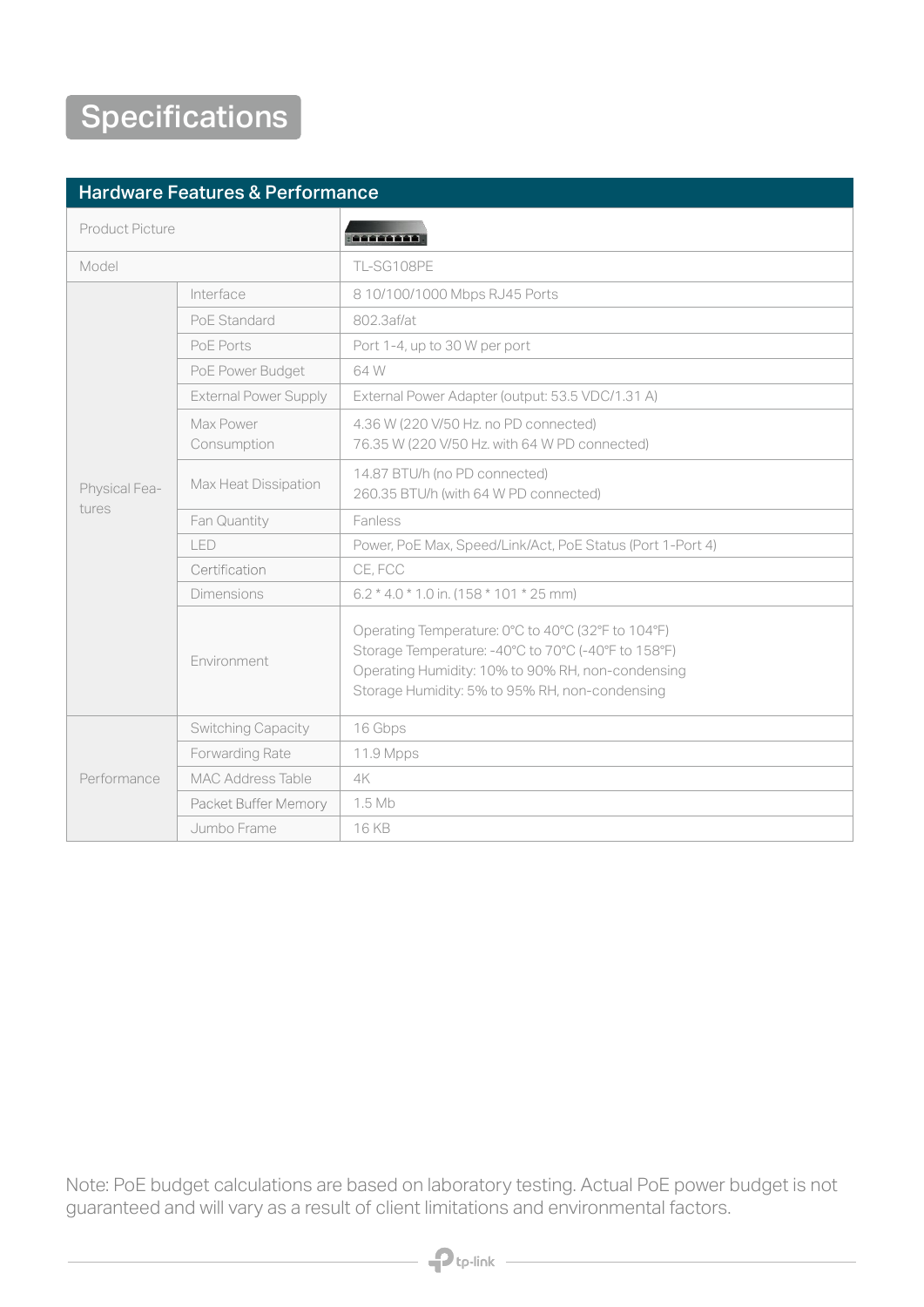# Specifications

| Hardware Features & Performance | | |
|---|---|---|
| Product Picture | | |
| Model | | TL-SG108PE |
| Physical Features | Interface | 8 10/100/1000 Mbps RJ45 Ports |
| | PoE Standard | 802.3af/at |
| | PoE Ports | Port 1-4, up to 30 W per port |
| | PoE Power Budget | 64 W |
| | External Power Supply | External Power Adapter (output: 53.5 VDC/1.31 A) |
| | Max Power Consumption | 4.36 W (220 V/50 Hz. no PD connected)<br>76.35 W (220 V/50 Hz. with 64 W PD connected) |
| | Max Heat Dissipation | 14.87 BTU/h (no PD connected)<br>260.35 BTU/h (with 64 W PD connected) |
| | Fan Quantity | Fanless |
| | LED | Power, PoE Max, Speed/Link/Act, PoE Status (Port 1-Port 4) |
| | Certification | CE, FCC |
| | Dimensions | 6.2 * 4.0 * 1.0 in. (158 * 101 * 25 mm) |
| | Environment | Operating Temperature: 0°C to 40°C (32°F to 104°F)<br>Storage Temperature: -40°C to 70°C (-40°F to 158°F)<br>Operating Humidity: 10% to 90% RH, non-condensing<br>Storage Humidity: 5% to 95% RH, non-condensing |
| Performance | Switching Capacity | 16 Gbps |
| | Forwarding Rate | 11.9 Mpps |
| | MAC Address Table | 4K |
| | Packet Buffer Memory | 1.5 Mb |
| | Jumbo Frame | 16 KB |

Note: PoE budget calculations are based on laboratory testing. Actual PoE power budget is not guaranteed and will vary as a result of client limitations and environmental factors.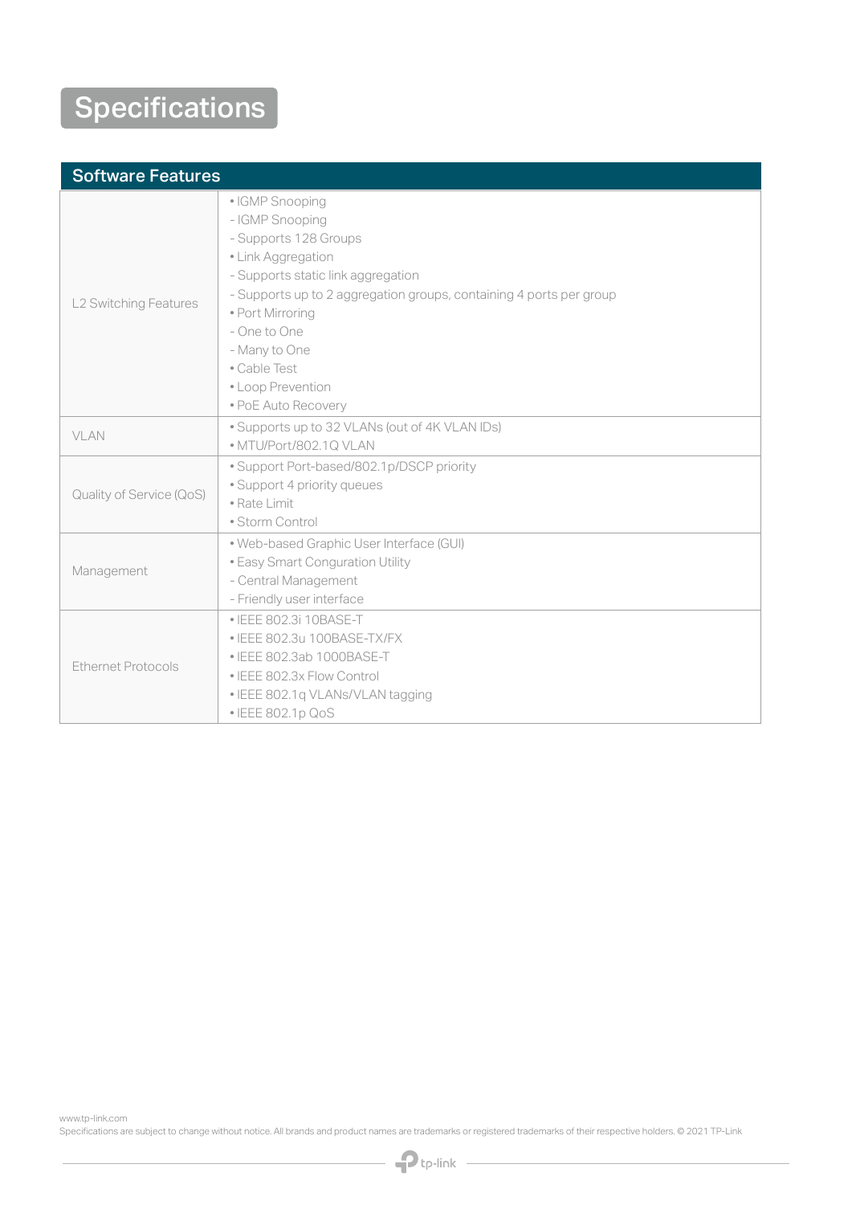# Specifications

| Software Features | |
|---|---|
| L2 Switching Features | • IGMP Snooping<br>- IGMP Snooping<br>- Supports 128 Groups<br>• Link Aggregation<br>- Supports static link aggregation<br>- Supports up to 2 aggregation groups, containing 4 ports per group<br>• Port Mirroring<br>- One to One<br>- Many to One<br>• Cable Test<br>• Loop Prevention<br>• PoE Auto Recovery |
| VLAN | • Supports up to 32 VLANs (out of 4K VLAN IDs)<br>• MTU/Port/802.1Q VLAN |
| Quality of Service (QoS) | • Support Port-based/802.1p/DSCP priority<br>• Support 4 priority queues<br>• Rate Limit<br>• Storm Control |
| Management | • Web-based Graphic User Interface (GUI)<br>• Easy Smart Conguration Utility<br>- Central Management<br>- Friendly user interface |
| Ethernet Protocols | • IEEE 802.3i 10BASE-T<br>• IEEE 802.3u 100BASE-TX/FX<br>• IEEE 802.3ab 1000BASE-T<br>• IEEE 802.3x Flow Control<br>• IEEE 802.1q VLANs/VLAN tagging<br>• IEEE 802.1p QoS |

www.tp-link.com
Specifications are subject to change without notice. All brands and product names are trademarks or registered trademarks of their respective holders. © 2021 TP-Link